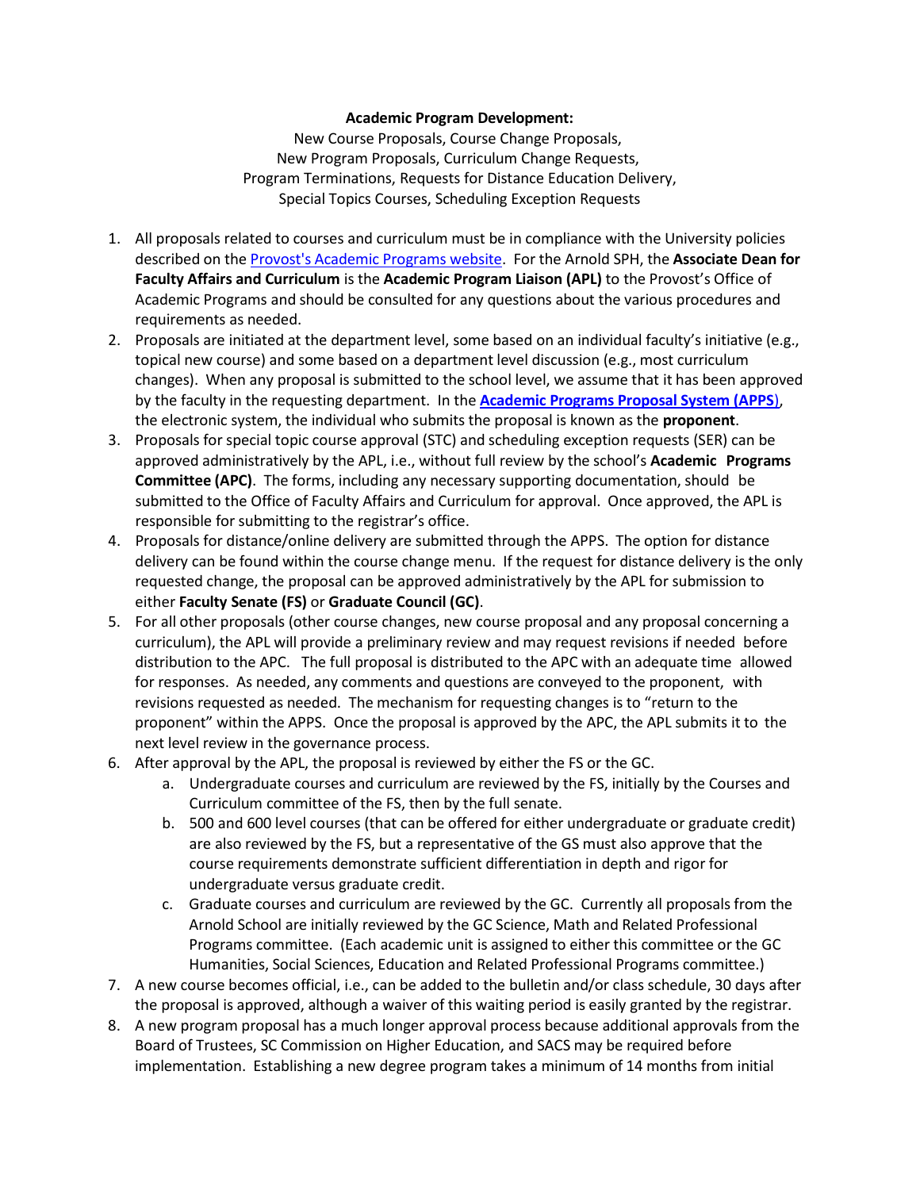**Academic Program Development:**

New Course Proposals, Course Change Proposals,
New Program Proposals, Curriculum Change Requests,
Program Terminations, Requests for Distance Education Delivery,
Special Topics Courses, Scheduling Exception Requests

1. All proposals related to courses and curriculum must be in compliance with the University policies described on the [Provost's Academic Programs website](). For the Arnold SPH, the **Associate Dean for Faculty Affairs and Curriculum** is the **Academic Program Liaison (APL)** to the Provost's Office of Academic Programs and should be consulted for any questions about the various procedures and requirements as needed.
2. Proposals are initiated at the department level, some based on an individual faculty's initiative (e.g., topical new course) and some based on a department level discussion (e.g., most curriculum changes). When any proposal is submitted to the school level, we assume that it has been approved by the faculty in the requesting department. In the **[Academic Programs Proposal System (APPS)]()**, the electronic system, the individual who submits the proposal is known as the **proponent**.
3. Proposals for special topic course approval (STC) and scheduling exception requests (SER) can be approved administratively by the APL, i.e., without full review by the school's **Academic Programs Committee (APC)**. The forms, including any necessary supporting documentation, should be submitted to the Office of Faculty Affairs and Curriculum for approval. Once approved, the APL is responsible for submitting to the registrar's office.
4. Proposals for distance/online delivery are submitted through the APPS. The option for distance delivery can be found within the course change menu. If the request for distance delivery is the only requested change, the proposal can be approved administratively by the APL for submission to either **Faculty Senate (FS)** or **Graduate Council (GC)**.
5. For all other proposals (other course changes, new course proposal and any proposal concerning a curriculum), the APL will provide a preliminary review and may request revisions if needed before distribution to the APC. The full proposal is distributed to the APC with an adequate time allowed for responses. As needed, any comments and questions are conveyed to the proponent, with revisions requested as needed. The mechanism for requesting changes is to "return to the proponent" within the APPS. Once the proposal is approved by the APC, the APL submits it to the next level review in the governance process.
6. After approval by the APL, the proposal is reviewed by either the FS or the GC.
    a. Undergraduate courses and curriculum are reviewed by the FS, initially by the Courses and Curriculum committee of the FS, then by the full senate.
    b. 500 and 600 level courses (that can be offered for either undergraduate or graduate credit) are also reviewed by the FS, but a representative of the GS must also approve that the course requirements demonstrate sufficient differentiation in depth and rigor for undergraduate versus graduate credit.
    c. Graduate courses and curriculum are reviewed by the GC. Currently all proposals from the Arnold School are initially reviewed by the GC Science, Math and Related Professional Programs committee. (Each academic unit is assigned to either this committee or the GC Humanities, Social Sciences, Education and Related Professional Programs committee.)
7. A new course becomes official, i.e., can be added to the bulletin and/or class schedule, 30 days after the proposal is approved, although a waiver of this waiting period is easily granted by the registrar.
8. A new program proposal has a much longer approval process because additional approvals from the Board of Trustees, SC Commission on Higher Education, and SACS may be required before implementation. Establishing a new degree program takes a minimum of 14 months from initial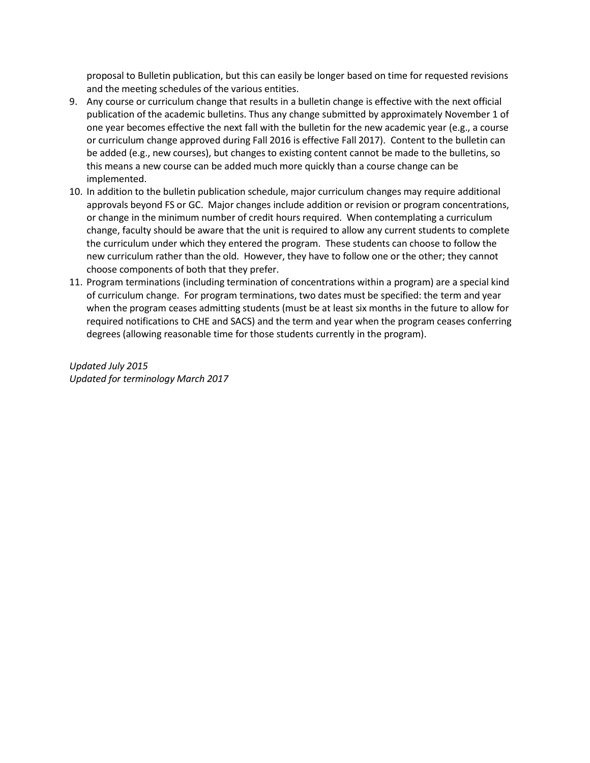proposal to Bulletin publication, but this can easily be longer based on time for requested revisions and the meeting schedules of the various entities.

9. Any course or curriculum change that results in a bulletin change is effective with the next official publication of the academic bulletins. Thus any change submitted by approximately November 1 of one year becomes effective the next fall with the bulletin for the new academic year (e.g., a course or curriculum change approved during Fall 2016 is effective Fall 2017). Content to the bulletin can be added (e.g., new courses), but changes to existing content cannot be made to the bulletins, so this means a new course can be added much more quickly than a course change can be implemented.
10. In addition to the bulletin publication schedule, major curriculum changes may require additional approvals beyond FS or GC. Major changes include addition or revision or program concentrations, or change in the minimum number of credit hours required. When contemplating a curriculum change, faculty should be aware that the unit is required to allow any current students to complete the curriculum under which they entered the program. These students can choose to follow the new curriculum rather than the old. However, they have to follow one or the other; they cannot choose components of both that they prefer.
11. Program terminations (including termination of concentrations within a program) are a special kind of curriculum change. For program terminations, two dates must be specified: the term and year when the program ceases admitting students (must be at least six months in the future to allow for required notifications to CHE and SACS) and the term and year when the program ceases conferring degrees (allowing reasonable time for those students currently in the program).

*Updated July 2015*
*Updated for terminology March 2017*